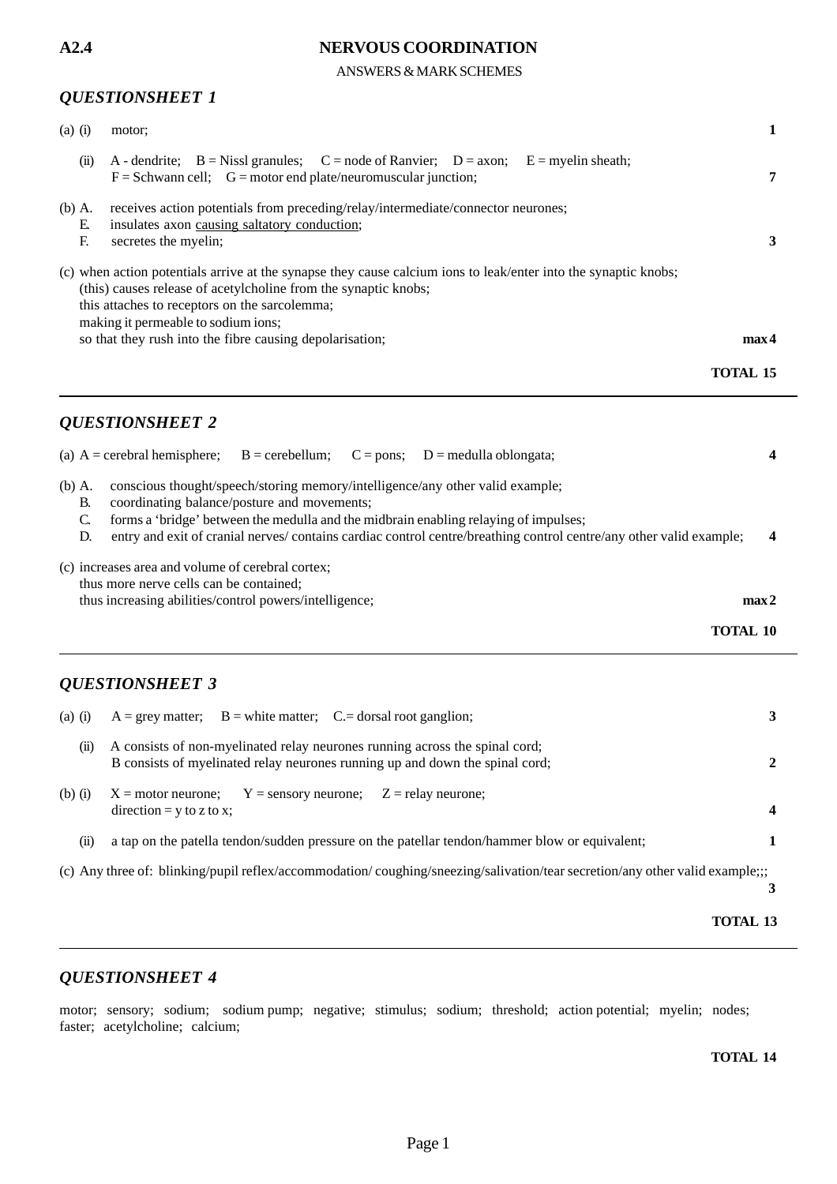**A2.4** **NERVOUS COORDINATION**

ANSWERS & MARK SCHEMES

## *QUESTIONSHEET 1*

(a) (i) motor; **1**

(ii) A - dendrite; B = Nissl granules; C = node of Ranvier; D = axon; E = myelin sheath; F = Schwann cell; G = motor end plate/neuromuscular junction; **7**

(b) A. receives action potentials from preceding/relay/intermediate/connector neurones;
E. insulates axon causing saltatory conduction;
F. secretes the myelin; **3**

(c) when action potentials arrive at the synapse they cause calcium ions to leak/enter into the synaptic knobs;
(this) causes release of acetylcholine from the synaptic knobs;
this attaches to receptors on the sarcolemma;
making it permeable to sodium ions;
so that they rush into the fibre causing depolarisation; **max 4**

**TOTAL 15**

---

## *QUESTIONSHEET 2*

(a) A = cerebral hemisphere; B = cerebellum; C = pons; D = medulla oblongata; **4**

(b) A. conscious thought/speech/storing memory/intelligence/any other valid example;
B. coordinating balance/posture and movements;
C. forms a 'bridge' between the medulla and the midbrain enabling relaying of impulses;
D. entry and exit of cranial nerves/ contains cardiac control centre/breathing control centre/any other valid example; **4**

(c) increases area and volume of cerebral cortex;
thus more nerve cells can be contained;
thus increasing abilities/control powers/intelligence; **max 2**

**TOTAL 10**

---

## *QUESTIONSHEET 3*

(a) (i) A = grey matter; B = white matter; C.= dorsal root ganglion; **3**

(ii) A consists of non-myelinated relay neurones running across the spinal cord;
B consists of myelinated relay neurones running up and down the spinal cord; **2**

(b) (i) X = motor neurone; Y = sensory neurone; Z = relay neurone;
direction = y to z to x; **4**

(ii) a tap on the patella tendon/sudden pressure on the patellar tendon/hammer blow or equivalent; **1**

(c) Any three of: blinking/pupil reflex/accommodation/ coughing/sneezing/salivation/tear secretion/any other valid example;;; **3**

**TOTAL 13**

---

## *QUESTIONSHEET 4*

motor; sensory; sodium; sodium pump; negative; stimulus; sodium; threshold; action potential; myelin; nodes; faster; acetylcholine; calcium;

**TOTAL 14**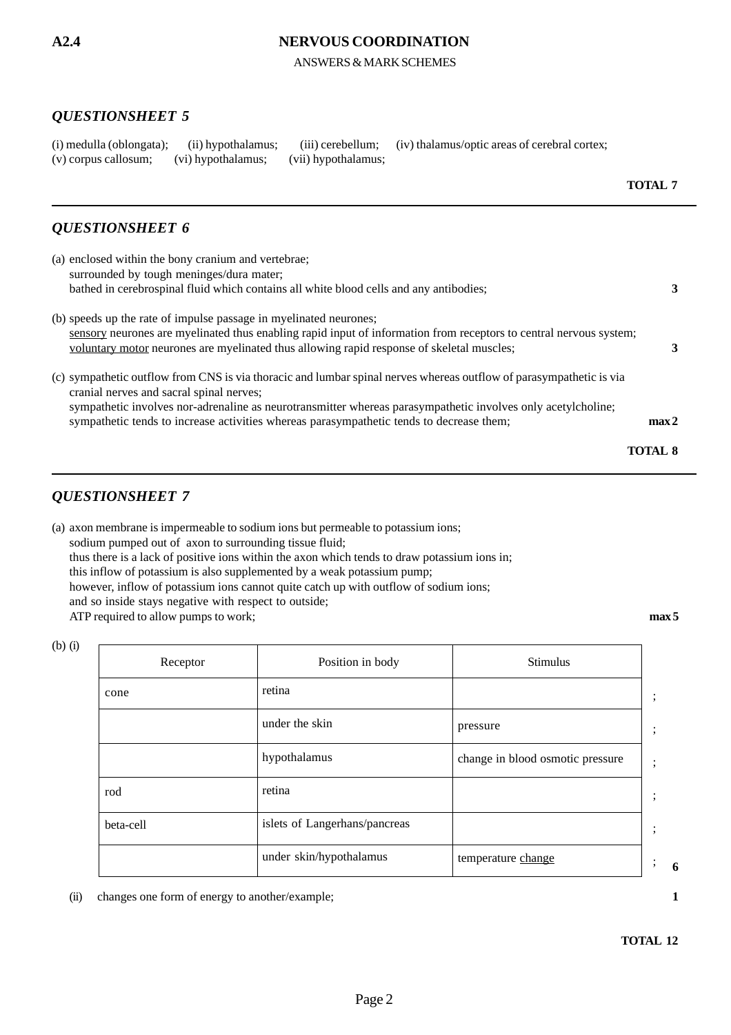**A2.4** **NERVOUS COORDINATION**

ANSWERS & MARK SCHEMES

## *QUESTIONSHEET 5*

(i) medulla (oblongata); (ii) hypothalamus; (iii) cerebellum; (iv) thalamus/optic areas of cerebral cortex;
(v) corpus callosum; (vi) hypothalamus; (vii) hypothalamus;

**TOTAL 7**

---

## *QUESTIONSHEET 6*

(a) enclosed within the bony cranium and vertebrae;
surrounded by tough meninges/dura mater;
bathed in cerebrospinal fluid which contains all white blood cells and any antibodies; **3**

(b) speeds up the rate of impulse passage in myelinated neurones;
<u>sensory</u> neurones are myelinated thus enabling rapid input of information from receptors to central nervous system;
<u>voluntary motor</u> neurones are myelinated thus allowing rapid response of skeletal muscles; **3**

(c) sympathetic outflow from CNS is via thoracic and lumbar spinal nerves whereas outflow of parasympathetic is via cranial nerves and sacral spinal nerves;
sympathetic involves nor-adrenaline as neurotransmitter whereas parasympathetic involves only acetylcholine;
sympathetic tends to increase activities whereas parasympathetic tends to decrease them; **max 2**

**TOTAL 8**

---

## *QUESTIONSHEET 7*

(a) axon membrane is impermeable to sodium ions but permeable to potassium ions;
sodium pumped out of axon to surrounding tissue fluid;
thus there is a lack of positive ions within the axon which tends to draw potassium ions in;
this inflow of potassium is also supplemented by a weak potassium pump;
however, inflow of potassium ions cannot quite catch up with outflow of sodium ions;
and so inside stays negative with respect to outside;
ATP required to allow pumps to work; **max 5**

(b) (i)

| Receptor | Position in body | Stimulus | |
|---|---|---|---|
| cone | retina | | ; |
| | under the skin | pressure | ; |
| | hypothalamus | change in blood osmotic pressure | ; |
| rod | retina | | ; |
| beta-cell | islets of Langerhans/pancreas | | ; |
| | under skin/hypothalamus | temperature <u>change</u> | ; **6** |

(ii) changes one form of energy to another/example; **1**

**TOTAL 12**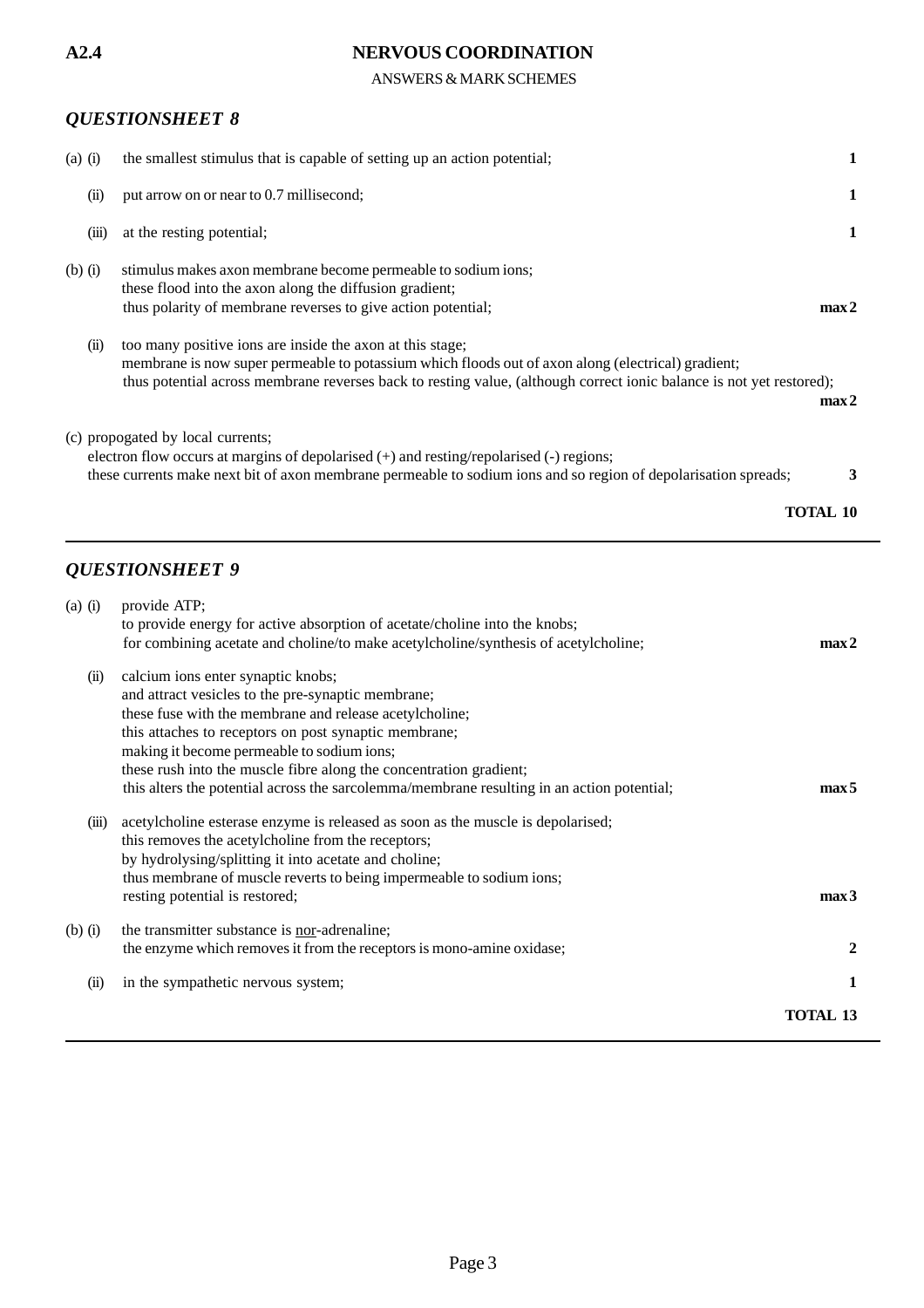**A2.4** **NERVOUS COORDINATION**

ANSWERS & MARK SCHEMES

## *QUESTIONSHEET 8*

(a) (i) the smallest stimulus that is capable of setting up an action potential; **1**

(ii) put arrow on or near to 0.7 millisecond; **1**

(iii) at the resting potential; **1**

(b) (i) stimulus makes axon membrane become permeable to sodium ions;
these flood into the axon along the diffusion gradient;
thus polarity of membrane reverses to give action potential; **max 2**

(ii) too many positive ions are inside the axon at this stage;
membrane is now super permeable to potassium which floods out of axon along (electrical) gradient;
thus potential across membrane reverses back to resting value, (although correct ionic balance is not yet restored); **max 2**

(c) propogated by local currents;
electron flow occurs at margins of depolarised (+) and resting/repolarised (-) regions;
these currents make next bit of axon membrane permeable to sodium ions and so region of depolarisation spreads; **3**

**TOTAL 10**

---

## *QUESTIONSHEET 9*

(a) (i) provide ATP;
to provide energy for active absorption of acetate/choline into the knobs;
for combining acetate and choline/to make acetylcholine/synthesis of acetylcholine; **max 2**

(ii) calcium ions enter synaptic knobs;
and attract vesicles to the pre-synaptic membrane;
these fuse with the membrane and release acetylcholine;
this attaches to receptors on post synaptic membrane;
making it become permeable to sodium ions;
these rush into the muscle fibre along the concentration gradient;
this alters the potential across the sarcolemma/membrane resulting in an action potential; **max 5**

(iii) acetylcholine esterase enzyme is released as soon as the muscle is depolarised;
this removes the acetylcholine from the receptors;
by hydrolysing/splitting it into acetate and choline;
thus membrane of muscle reverts to being impermeable to sodium ions;
resting potential is restored; **max 3**

(b) (i) the transmitter substance is <u>nor</u>-adrenaline;
the enzyme which removes it from the receptors is mono-amine oxidase; **2**

(ii) in the sympathetic nervous system; **1**

**TOTAL 13**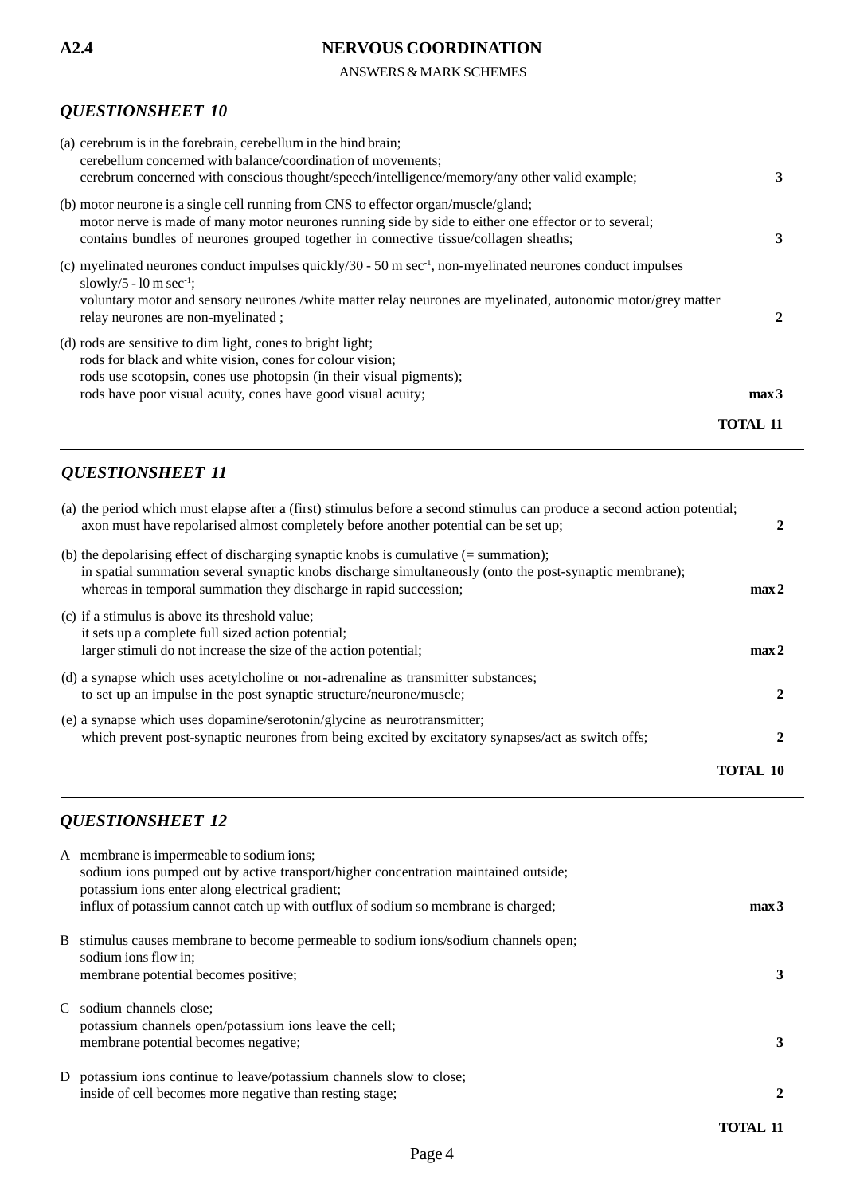**A2.4** **NERVOUS COORDINATION**

ANSWERS & MARK SCHEMES

## *QUESTIONSHEET 10*

(a) cerebrum is in the forebrain, cerebellum in the hind brain;
cerebellum concerned with balance/coordination of movements;
cerebrum concerned with conscious thought/speech/intelligence/memory/any other valid example; **3**

(b) motor neurone is a single cell running from CNS to effector organ/muscle/gland;
motor nerve is made of many motor neurones running side by side to either one effector or to several;
contains bundles of neurones grouped together in connective tissue/collagen sheaths; **3**

(c) myelinated neurones conduct impulses quickly/30 - 50 m $sec^{-1}$, non-myelinated neurones conduct impulses slowly/5 - l0 m $sec^{-1}$;
voluntary motor and sensory neurones /white matter relay neurones are myelinated, autonomic motor/grey matter relay neurones are non-myelinated ; **2**

(d) rods are sensitive to dim light, cones to bright light;
rods for black and white vision, cones for colour vision;
rods use scotopsin, cones use photopsin (in their visual pigments);
rods have poor visual acuity, cones have good visual acuity; **max 3**

**TOTAL 11**

## *QUESTIONSHEET 11*

(a) the period which must elapse after a (first) stimulus before a second stimulus can produce a second action potential;
axon must have repolarised almost completely before another potential can be set up; **2**

(b) the depolarising effect of discharging synaptic knobs is cumulative (= summation);
in spatial summation several synaptic knobs discharge simultaneously (onto the post-synaptic membrane);
whereas in temporal summation they discharge in rapid succession; **max 2**

(c) if a stimulus is above its threshold value;
it sets up a complete full sized action potential;
larger stimuli do not increase the size of the action potential; **max 2**

(d) a synapse which uses acetylcholine or nor-adrenaline as transmitter substances;
to set up an impulse in the post synaptic structure/neurone/muscle; **2**

(e) a synapse which uses dopamine/serotonin/glycine as neurotransmitter;
which prevent post-synaptic neurones from being excited by excitatory synapses/act as switch offs; **2**

**TOTAL 10**

## *QUESTIONSHEET 12*

A membrane is impermeable to sodium ions;
sodium ions pumped out by active transport/higher concentration maintained outside;
potassium ions enter along electrical gradient;
influx of potassium cannot catch up with outflux of sodium so membrane is charged; **max 3**

B stimulus causes membrane to become permeable to sodium ions/sodium channels open;
sodium ions flow in;
membrane potential becomes positive; **3**

C sodium channels close;
potassium channels open/potassium ions leave the cell;
membrane potential becomes negative; **3**

D potassium ions continue to leave/potassium channels slow to close;
inside of cell becomes more negative than resting stage; **2**

**TOTAL 11**